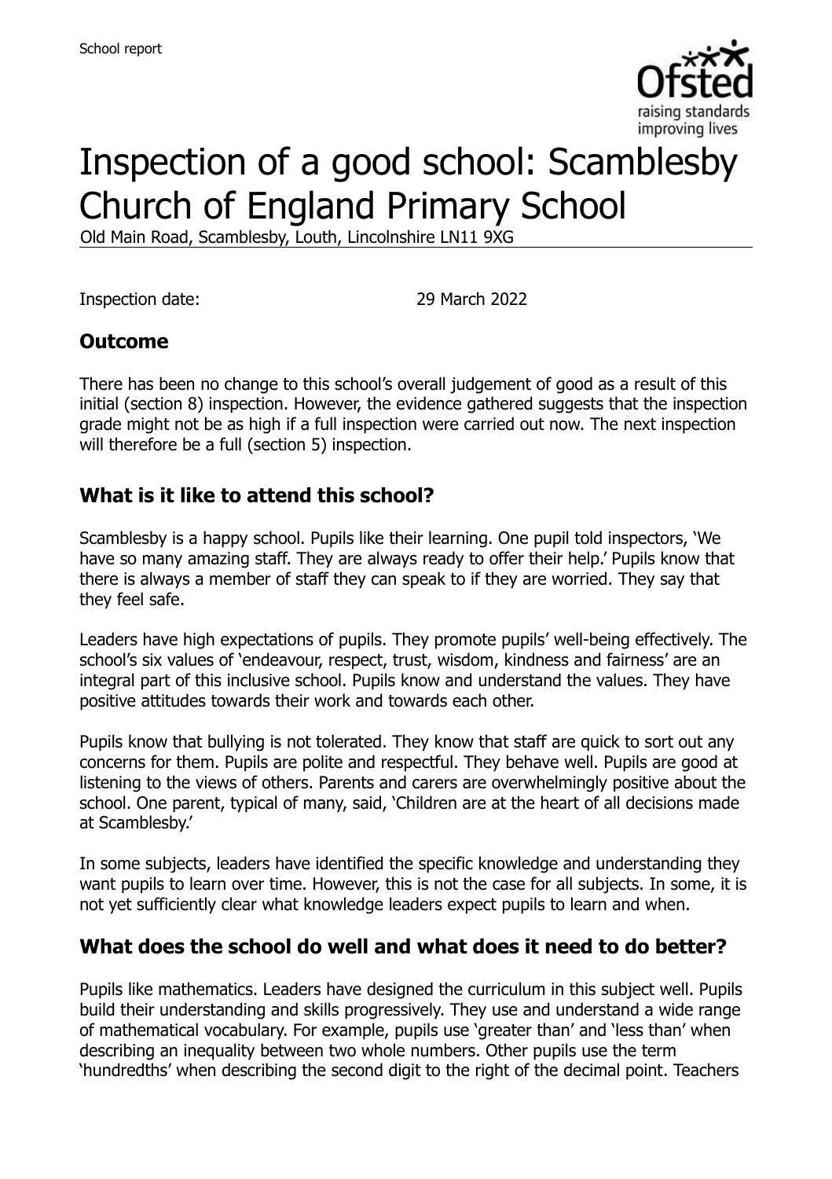# Inspection of a good school: Scamblesby Church of England Primary School

Old Main Road, Scamblesby, Louth, Lincolnshire LN11 9XG

Inspection date: 29 March 2022

## Outcome

There has been no change to this school's overall judgement of good as a result of this initial (section 8) inspection. However, the evidence gathered suggests that the inspection grade might not be as high if a full inspection were carried out now. The next inspection will therefore be a full (section 5) inspection.

## What is it like to attend this school?

Scamblesby is a happy school. Pupils like their learning. One pupil told inspectors, 'We have so many amazing staff. They are always ready to offer their help.' Pupils know that there is always a member of staff they can speak to if they are worried. They say that they feel safe.

Leaders have high expectations of pupils. They promote pupils' well-being effectively. The school's six values of 'endeavour, respect, trust, wisdom, kindness and fairness' are an integral part of this inclusive school. Pupils know and understand the values. They have positive attitudes towards their work and towards each other.

Pupils know that bullying is not tolerated. They know that staff are quick to sort out any concerns for them. Pupils are polite and respectful. They behave well. Pupils are good at listening to the views of others. Parents and carers are overwhelmingly positive about the school. One parent, typical of many, said, 'Children are at the heart of all decisions made at Scamblesby.'

In some subjects, leaders have identified the specific knowledge and understanding they want pupils to learn over time. However, this is not the case for all subjects. In some, it is not yet sufficiently clear what knowledge leaders expect pupils to learn and when.

## What does the school do well and what does it need to do better?

Pupils like mathematics. Leaders have designed the curriculum in this subject well. Pupils build their understanding and skills progressively. They use and understand a wide range of mathematical vocabulary. For example, pupils use 'greater than' and 'less than' when describing an inequality between two whole numbers. Other pupils use the term 'hundredths' when describing the second digit to the right of the decimal point. Teachers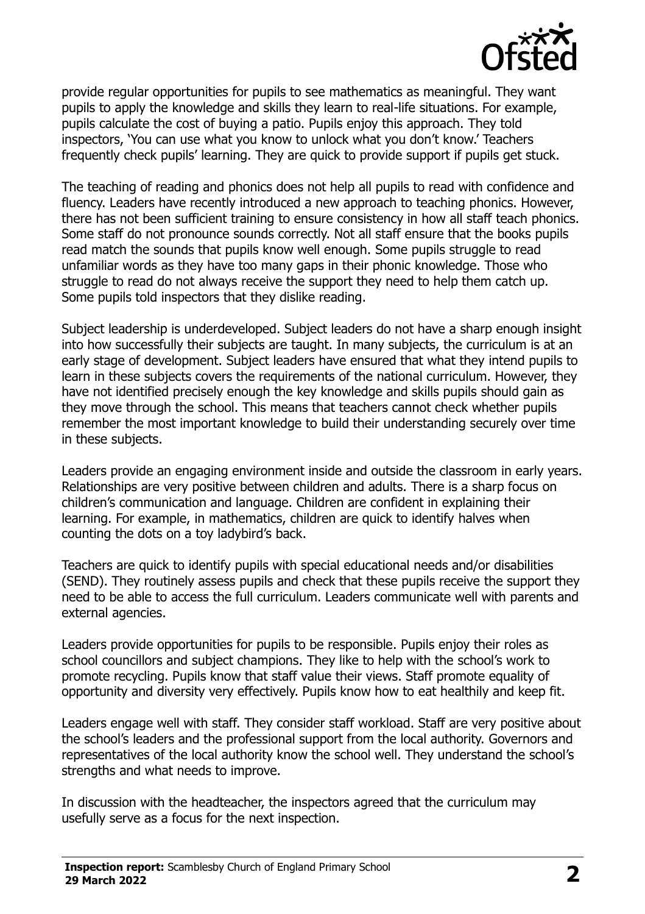provide regular opportunities for pupils to see mathematics as meaningful. They want pupils to apply the knowledge and skills they learn to real-life situations. For example, pupils calculate the cost of buying a patio. Pupils enjoy this approach. They told inspectors, 'You can use what you know to unlock what you don't know.' Teachers frequently check pupils' learning. They are quick to provide support if pupils get stuck.

The teaching of reading and phonics does not help all pupils to read with confidence and fluency. Leaders have recently introduced a new approach to teaching phonics. However, there has not been sufficient training to ensure consistency in how all staff teach phonics. Some staff do not pronounce sounds correctly. Not all staff ensure that the books pupils read match the sounds that pupils know well enough. Some pupils struggle to read unfamiliar words as they have too many gaps in their phonic knowledge. Those who struggle to read do not always receive the support they need to help them catch up. Some pupils told inspectors that they dislike reading.

Subject leadership is underdeveloped. Subject leaders do not have a sharp enough insight into how successfully their subjects are taught. In many subjects, the curriculum is at an early stage of development. Subject leaders have ensured that what they intend pupils to learn in these subjects covers the requirements of the national curriculum. However, they have not identified precisely enough the key knowledge and skills pupils should gain as they move through the school. This means that teachers cannot check whether pupils remember the most important knowledge to build their understanding securely over time in these subjects.

Leaders provide an engaging environment inside and outside the classroom in early years. Relationships are very positive between children and adults. There is a sharp focus on children's communication and language. Children are confident in explaining their learning. For example, in mathematics, children are quick to identify halves when counting the dots on a toy ladybird's back.

Teachers are quick to identify pupils with special educational needs and/or disabilities (SEND). They routinely assess pupils and check that these pupils receive the support they need to be able to access the full curriculum. Leaders communicate well with parents and external agencies.

Leaders provide opportunities for pupils to be responsible. Pupils enjoy their roles as school councillors and subject champions. They like to help with the school's work to promote recycling. Pupils know that staff value their views. Staff promote equality of opportunity and diversity very effectively. Pupils know how to eat healthily and keep fit.

Leaders engage well with staff. They consider staff workload. Staff are very positive about the school's leaders and the professional support from the local authority. Governors and representatives of the local authority know the school well. They understand the school's strengths and what needs to improve.

In discussion with the headteacher, the inspectors agreed that the curriculum may usefully serve as a focus for the next inspection.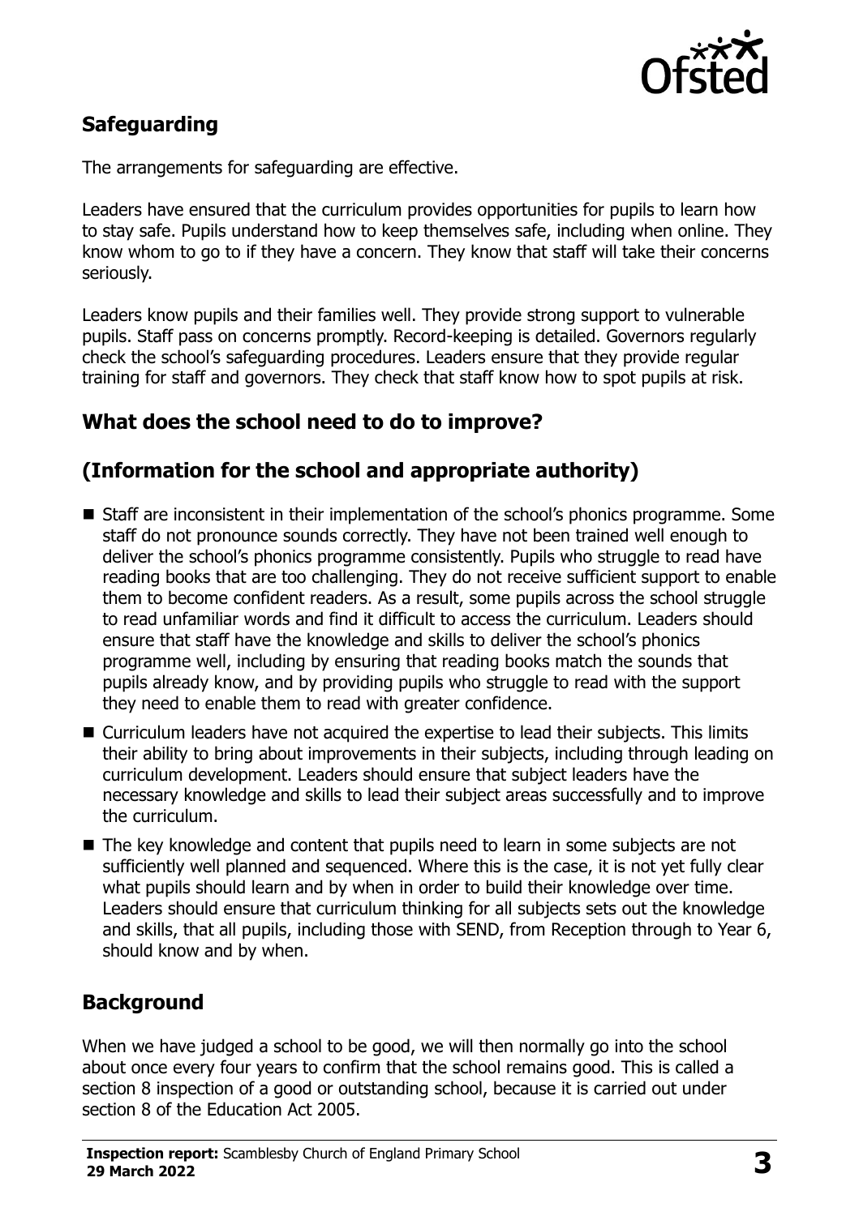## Safeguarding

The arrangements for safeguarding are effective.

Leaders have ensured that the curriculum provides opportunities for pupils to learn how to stay safe. Pupils understand how to keep themselves safe, including when online. They know whom to go to if they have a concern. They know that staff will take their concerns seriously.

Leaders know pupils and their families well. They provide strong support to vulnerable pupils. Staff pass on concerns promptly. Record-keeping is detailed. Governors regularly check the school's safeguarding procedures. Leaders ensure that they provide regular training for staff and governors. They check that staff know how to spot pupils at risk.

## What does the school need to do to improve?

## (Information for the school and appropriate authority)

- Staff are inconsistent in their implementation of the school's phonics programme. Some staff do not pronounce sounds correctly. They have not been trained well enough to deliver the school's phonics programme consistently. Pupils who struggle to read have reading books that are too challenging. They do not receive sufficient support to enable them to become confident readers. As a result, some pupils across the school struggle to read unfamiliar words and find it difficult to access the curriculum. Leaders should ensure that staff have the knowledge and skills to deliver the school's phonics programme well, including by ensuring that reading books match the sounds that pupils already know, and by providing pupils who struggle to read with the support they need to enable them to read with greater confidence.
- Curriculum leaders have not acquired the expertise to lead their subjects. This limits their ability to bring about improvements in their subjects, including through leading on curriculum development. Leaders should ensure that subject leaders have the necessary knowledge and skills to lead their subject areas successfully and to improve the curriculum.
- The key knowledge and content that pupils need to learn in some subjects are not sufficiently well planned and sequenced. Where this is the case, it is not yet fully clear what pupils should learn and by when in order to build their knowledge over time. Leaders should ensure that curriculum thinking for all subjects sets out the knowledge and skills, that all pupils, including those with SEND, from Reception through to Year 6, should know and by when.

## Background

When we have judged a school to be good, we will then normally go into the school about once every four years to confirm that the school remains good. This is called a section 8 inspection of a good or outstanding school, because it is carried out under section 8 of the Education Act 2005.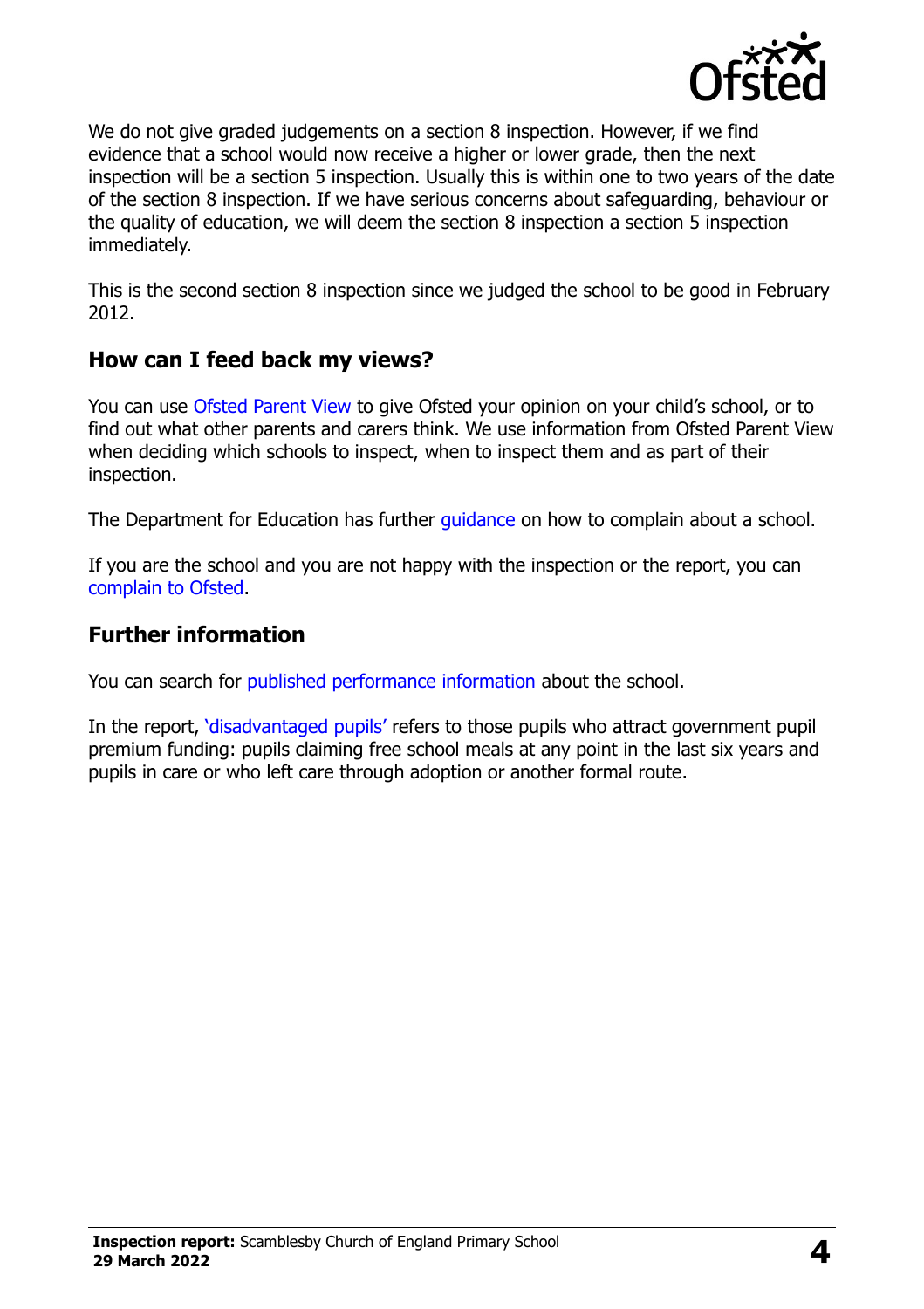We do not give graded judgements on a section 8 inspection. However, if we find evidence that a school would now receive a higher or lower grade, then the next inspection will be a section 5 inspection. Usually this is within one to two years of the date of the section 8 inspection. If we have serious concerns about safeguarding, behaviour or the quality of education, we will deem the section 8 inspection a section 5 inspection immediately.

This is the second section 8 inspection since we judged the school to be good in February 2012.

## How can I feed back my views?

You can use Ofsted Parent View to give Ofsted your opinion on your child's school, or to find out what other parents and carers think. We use information from Ofsted Parent View when deciding which schools to inspect, when to inspect them and as part of their inspection.

The Department for Education has further guidance on how to complain about a school.

If you are the school and you are not happy with the inspection or the report, you can complain to Ofsted.

## Further information

You can search for published performance information about the school.

In the report, 'disadvantaged pupils' refers to those pupils who attract government pupil premium funding: pupils claiming free school meals at any point in the last six years and pupils in care or who left care through adoption or another formal route.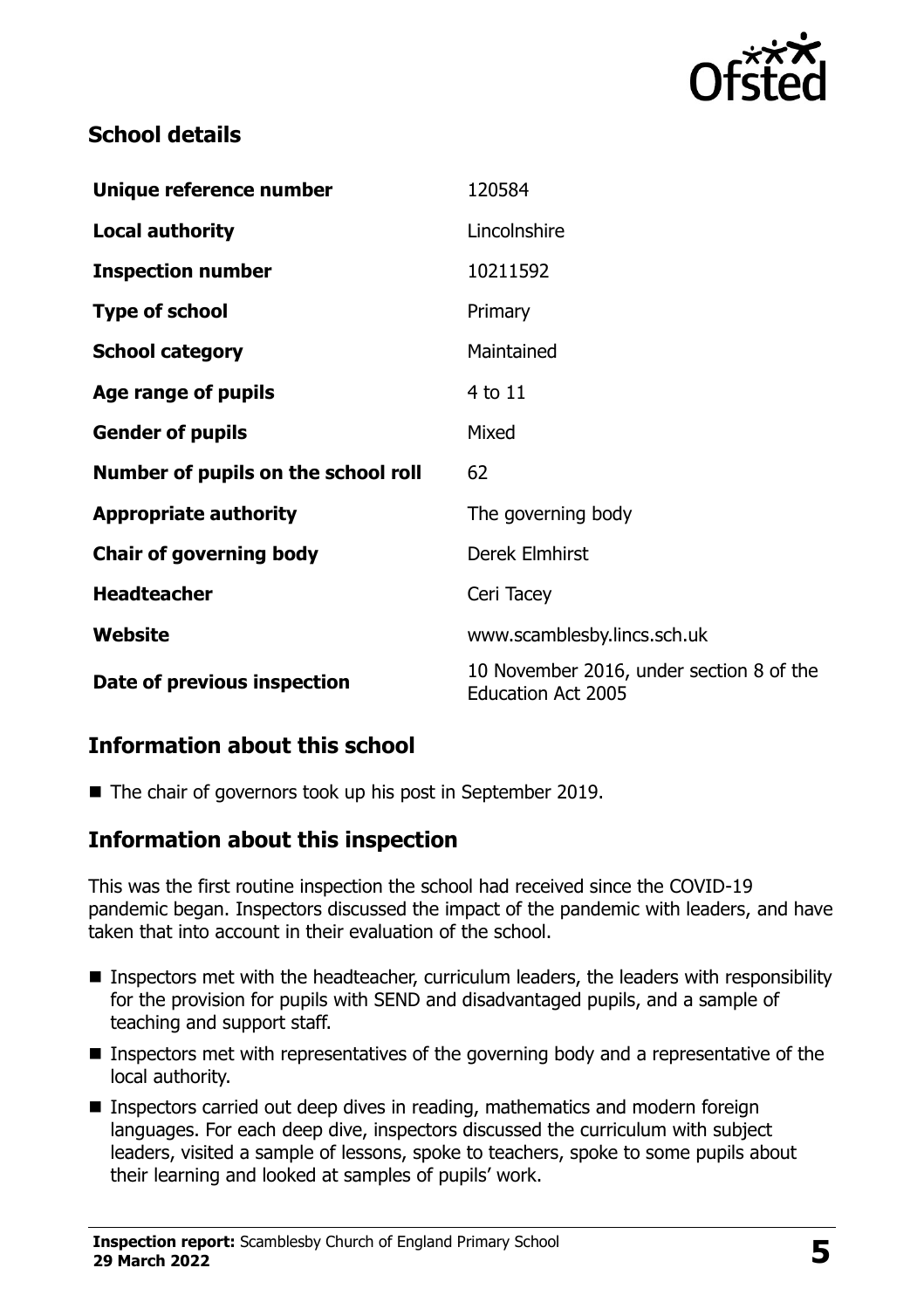## School details

| | |
|---|---|
| **Unique reference number** | 120584 |
| **Local authority** | Lincolnshire |
| **Inspection number** | 10211592 |
| **Type of school** | Primary |
| **School category** | Maintained |
| **Age range of pupils** | 4 to 11 |
| **Gender of pupils** | Mixed |
| **Number of pupils on the school roll** | 62 |
| **Appropriate authority** | The governing body |
| **Chair of governing body** | Derek Elmhirst |
| **Headteacher** | Ceri Tacey |
| **Website** | www.scamblesby.lincs.sch.uk |
| **Date of previous inspection** | 10 November 2016, under section 8 of the Education Act 2005 |

## Information about this school

- The chair of governors took up his post in September 2019.

## Information about this inspection

This was the first routine inspection the school had received since the COVID-19 pandemic began. Inspectors discussed the impact of the pandemic with leaders, and have taken that into account in their evaluation of the school.

- Inspectors met with the headteacher, curriculum leaders, the leaders with responsibility for the provision for pupils with SEND and disadvantaged pupils, and a sample of teaching and support staff.
- Inspectors met with representatives of the governing body and a representative of the local authority.
- Inspectors carried out deep dives in reading, mathematics and modern foreign languages. For each deep dive, inspectors discussed the curriculum with subject leaders, visited a sample of lessons, spoke to teachers, spoke to some pupils about their learning and looked at samples of pupils' work.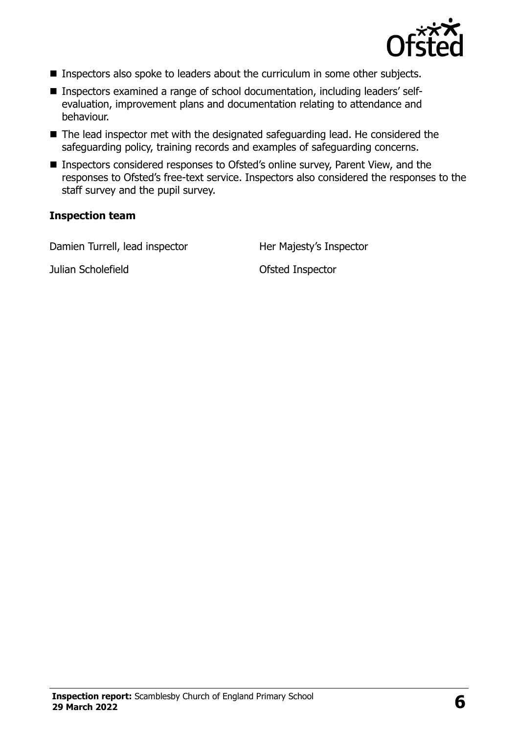- Inspectors also spoke to leaders about the curriculum in some other subjects.
- Inspectors examined a range of school documentation, including leaders' self-evaluation, improvement plans and documentation relating to attendance and behaviour.
- The lead inspector met with the designated safeguarding lead. He considered the safeguarding policy, training records and examples of safeguarding concerns.
- Inspectors considered responses to Ofsted's online survey, Parent View, and the responses to Ofsted's free-text service. Inspectors also considered the responses to the staff survey and the pupil survey.

### Inspection team

| | |
|---|---|
| Damien Turrell, lead inspector | Her Majesty's Inspector |
| Julian Scholefield | Ofsted Inspector |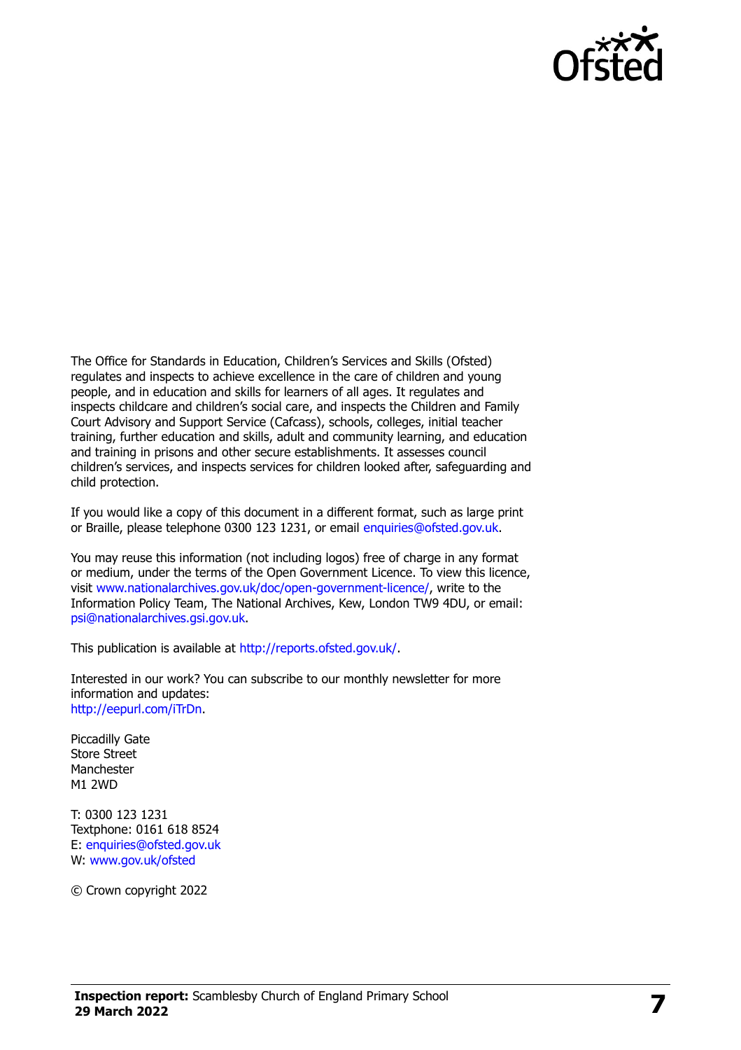The Office for Standards in Education, Children's Services and Skills (Ofsted) regulates and inspects to achieve excellence in the care of children and young people, and in education and skills for learners of all ages. It regulates and inspects childcare and children's social care, and inspects the Children and Family Court Advisory and Support Service (Cafcass), schools, colleges, initial teacher training, further education and skills, adult and community learning, and education and training in prisons and other secure establishments. It assesses council children's services, and inspects services for children looked after, safeguarding and child protection.

If you would like a copy of this document in a different format, such as large print or Braille, please telephone 0300 123 1231, or email enquiries@ofsted.gov.uk.

You may reuse this information (not including logos) free of charge in any format or medium, under the terms of the Open Government Licence. To view this licence, visit www.nationalarchives.gov.uk/doc/open-government-licence/, write to the Information Policy Team, The National Archives, Kew, London TW9 4DU, or email: psi@nationalarchives.gsi.gov.uk.

This publication is available at http://reports.ofsted.gov.uk/.

Interested in our work? You can subscribe to our monthly newsletter for more information and updates:
http://eepurl.com/iTrDn.

Piccadilly Gate
Store Street
Manchester
M1 2WD

T: 0300 123 1231
Textphone: 0161 618 8524
E: enquiries@ofsted.gov.uk
W: www.gov.uk/ofsted

© Crown copyright 2022